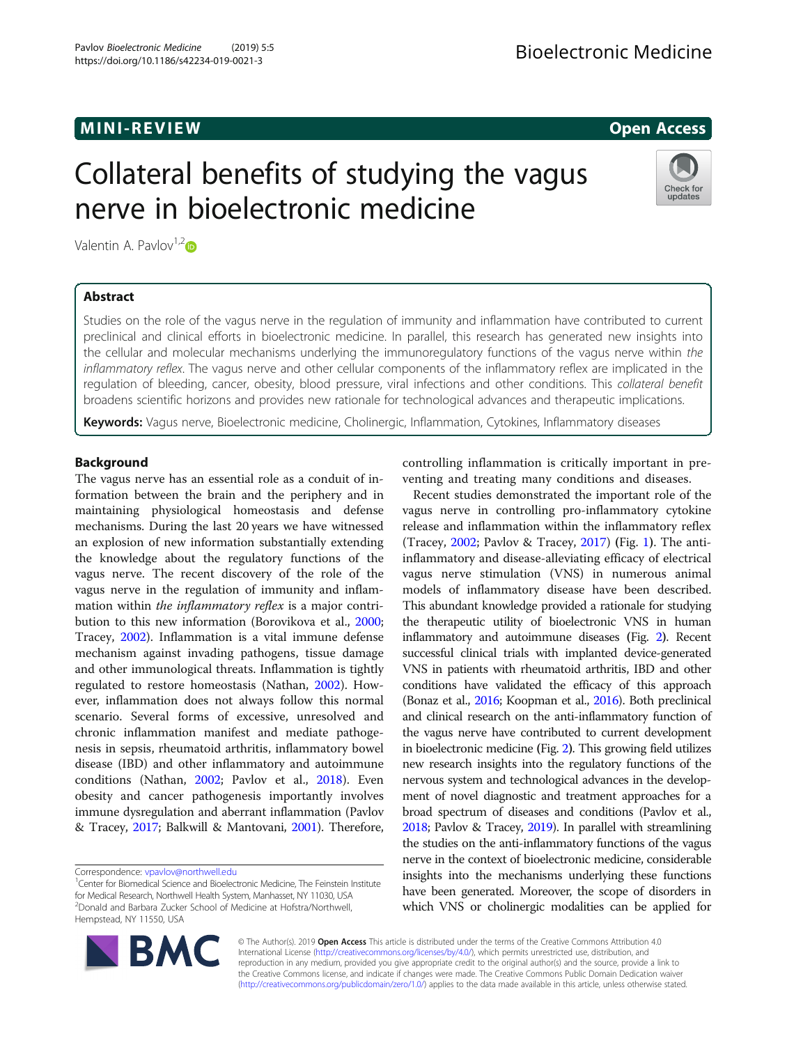MINI-REVIEW

Open Access

# Collateral benefits of studying the vagus nerve in bioelectronic medicine

Valentin A. Pavlov[1,2]

## Abstract

Studies on the role of the vagus nerve in the regulation of immunity and inflammation have contributed to current preclinical and clinical efforts in bioelectronic medicine. In parallel, this research has generated new insights into the cellular and molecular mechanisms underlying the immunoregulatory functions of the vagus nerve within *the inflammatory reflex*. The vagus nerve and other cellular components of the inflammatory reflex are implicated in the regulation of bleeding, cancer, obesity, blood pressure, viral infections and other conditions. This *collateral benefit* broadens scientific horizons and provides new rationale for technological advances and therapeutic implications.

**Keywords:** Vagus nerve, Bioelectronic medicine, Cholinergic, Inflammation, Cytokines, Inflammatory diseases

## Background

The vagus nerve has an essential role as a conduit of information between the brain and the periphery and in maintaining physiological homeostasis and defense mechanisms. During the last 20 years we have witnessed an explosion of new information substantially extending the knowledge about the regulatory functions of the vagus nerve. The recent discovery of the role of the vagus nerve in the regulation of immunity and inflammation within *the inflammatory reflex* is a major contribution to this new information (Borovikova et al., 2000; Tracey, 2002). Inflammation is a vital immune defense mechanism against invading pathogens, tissue damage and other immunological threats. Inflammation is tightly regulated to restore homeostasis (Nathan, 2002). However, inflammation does not always follow this normal scenario. Several forms of excessive, unresolved and chronic inflammation manifest and mediate pathogenesis in sepsis, rheumatoid arthritis, inflammatory bowel disease (IBD) and other inflammatory and autoimmune conditions (Nathan, 2002; Pavlov et al., 2018). Even obesity and cancer pathogenesis importantly involves immune dysregulation and aberrant inflammation (Pavlov & Tracey, 2017; Balkwill & Mantovani, 2001). Therefore, controlling inflammation is critically important in preventing and treating many conditions and diseases.

Recent studies demonstrated the important role of the vagus nerve in controlling pro-inflammatory cytokine release and inflammation within the inflammatory reflex (Tracey, 2002; Pavlov & Tracey, 2017) (Fig. 1). The anti-inflammatory and disease-alleviating efficacy of electrical vagus nerve stimulation (VNS) in numerous animal models of inflammatory disease have been described. This abundant knowledge provided a rationale for studying the therapeutic utility of bioelectronic VNS in human inflammatory and autoimmune diseases (Fig. 2). Recent successful clinical trials with implanted device-generated VNS in patients with rheumatoid arthritis, IBD and other conditions have validated the efficacy of this approach (Bonaz et al., 2016; Koopman et al., 2016). Both preclinical and clinical research on the anti-inflammatory function of the vagus nerve have contributed to current development in bioelectronic medicine (Fig. 2). This growing field utilizes new research insights into the regulatory functions of the nervous system and technological advances in the development of novel diagnostic and treatment approaches for a broad spectrum of diseases and conditions (Pavlov et al., 2018; Pavlov & Tracey, 2019). In parallel with streamlining the studies on the anti-inflammatory functions of the vagus nerve in the context of bioelectronic medicine, considerable insights into the mechanisms underlying these functions have been generated. Moreover, the scope of disorders in which VNS or cholinergic modalities can be applied for

Correspondence: vpavlov@northwell.edu
[1]Center for Biomedical Science and Bioelectronic Medicine, The Feinstein Institute for Medical Research, Northwell Health System, Manhasset, NY 11030, USA
[2]Donald and Barbara Zucker School of Medicine at Hofstra/Northwell, Hempstead, NY 11550, USA

© The Author(s). 2019 **Open Access** This article is distributed under the terms of the Creative Commons Attribution 4.0 International License (http://creativecommons.org/licenses/by/4.0/), which permits unrestricted use, distribution, and reproduction in any medium, provided you give appropriate credit to the original author(s) and the source, provide a link to the Creative Commons license, and indicate if changes were made. The Creative Commons Public Domain Dedication waiver (http://creativecommons.org/publicdomain/zero/1.0/) applies to the data made available in this article, unless otherwise stated.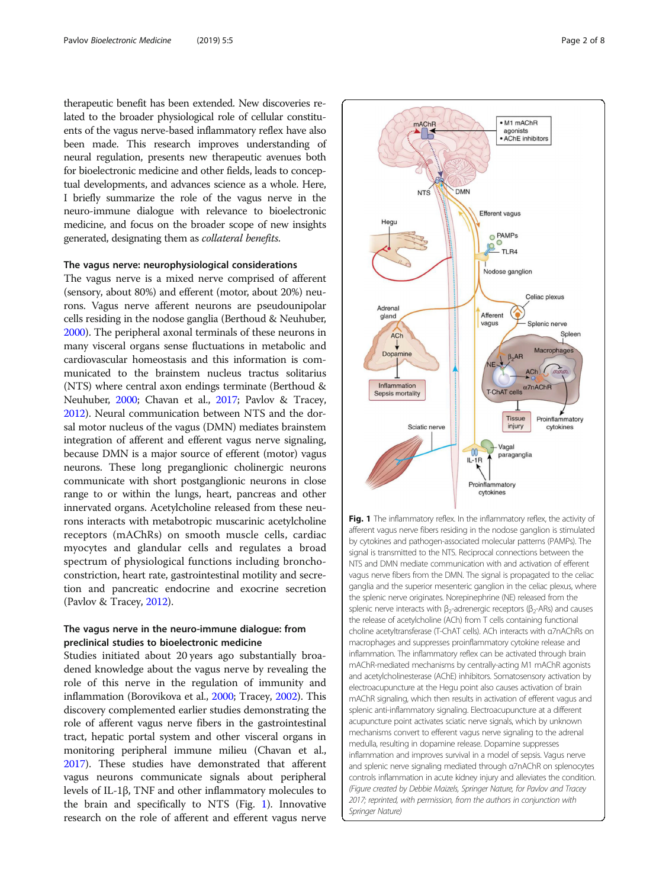therapeutic benefit has been extended. New discoveries related to the broader physiological role of cellular constituents of the vagus nerve-based inflammatory reflex have also been made. This research improves understanding of neural regulation, presents new therapeutic avenues both for bioelectronic medicine and other fields, leads to conceptual developments, and advances science as a whole. Here, I briefly summarize the role of the vagus nerve in the neuro-immune dialogue with relevance to bioelectronic medicine, and focus on the broader scope of new insights generated, designating them as *collateral benefits.*

### The vagus nerve: neurophysiological considerations

The vagus nerve is a mixed nerve comprised of afferent (sensory, about 80%) and efferent (motor, about 20%) neurons. Vagus nerve afferent neurons are pseudounipolar cells residing in the nodose ganglia (Berthoud & Neuhuber, 2000). The peripheral axonal terminals of these neurons in many visceral organs sense fluctuations in metabolic and cardiovascular homeostasis and this information is communicated to the brainstem nucleus tractus solitarius (NTS) where central axon endings terminate (Berthoud & Neuhuber, 2000; Chavan et al., 2017; Pavlov & Tracey, 2012). Neural communication between NTS and the dorsal motor nucleus of the vagus (DMN) mediates brainstem integration of afferent and efferent vagus nerve signaling, because DMN is a major source of efferent (motor) vagus neurons. These long preganglionic cholinergic neurons communicate with short postganglionic neurons in close range to or within the lungs, heart, pancreas and other innervated organs. Acetylcholine released from these neurons interacts with metabotropic muscarinic acetylcholine receptors (mAChRs) on smooth muscle cells, cardiac myocytes and glandular cells and regulates a broad spectrum of physiological functions including bronchoconstriction, heart rate, gastrointestinal motility and secretion and pancreatic endocrine and exocrine secretion (Pavlov & Tracey, 2012).

### The vagus nerve in the neuro-immune dialogue: from preclinical studies to bioelectronic medicine

Studies initiated about 20 years ago substantially broadened knowledge about the vagus nerve by revealing the role of this nerve in the regulation of immunity and inflammation (Borovikova et al., 2000; Tracey, 2002). This discovery complemented earlier studies demonstrating the role of afferent vagus nerve fibers in the gastrointestinal tract, hepatic portal system and other visceral organs in monitoring peripheral immune milieu (Chavan et al., 2017). These studies have demonstrated that afferent vagus neurons communicate signals about peripheral levels of IL-1β, TNF and other inflammatory molecules to the brain and specifically to NTS (Fig. 1). Innovative research on the role of afferent and efferent vagus nerve

**Fig. 1** The inflammatory reflex. In the inflammatory reflex, the activity of afferent vagus nerve fibers residing in the nodose ganglion is stimulated by cytokines and pathogen-associated molecular patterns (PAMPs). The signal is transmitted to the NTS. Reciprocal connections between the NTS and DMN mediate communication with and activation of efferent vagus nerve fibers from the DMN. The signal is propagated to the celiac ganglia and the superior mesenteric ganglion in the celiac plexus, where the splenic nerve originates. Norepinephrine (NE) released from the splenic nerve interacts with $\beta_2$-adrenergic receptors ($\beta_2$-ARs) and causes the release of acetylcholine (ACh) from T cells containing functional choline acetyltransferase (T-ChAT cells). ACh interacts with α7nAChRs on macrophages and suppresses proinflammatory cytokine release and inflammation. The inflammatory reflex can be activated through brain mAChR-mediated mechanisms by centrally-acting M1 mAChR agonists and acetylcholinesterase (AChE) inhibitors. Somatosensory activation by electroacupuncture at the Hegu point also causes activation of brain mAChR signaling, which then results in activation of efferent vagus and splenic anti-inflammatory signaling. Electroacupuncture at a different acupuncture point activates sciatic nerve signals, which by unknown mechanisms convert to efferent vagus nerve signaling to the adrenal medulla, resulting in dopamine release. Dopamine suppresses inflammation and improves survival in a model of sepsis. Vagus nerve and splenic nerve signaling mediated through α7nAChR on splenocytes controls inflammation in acute kidney injury and alleviates the condition. *(Figure created by Debbie Maizels, Springer Nature, for Pavlov and Tracey 2017; reprinted, with permission, from the authors in conjunction with Springer Nature)*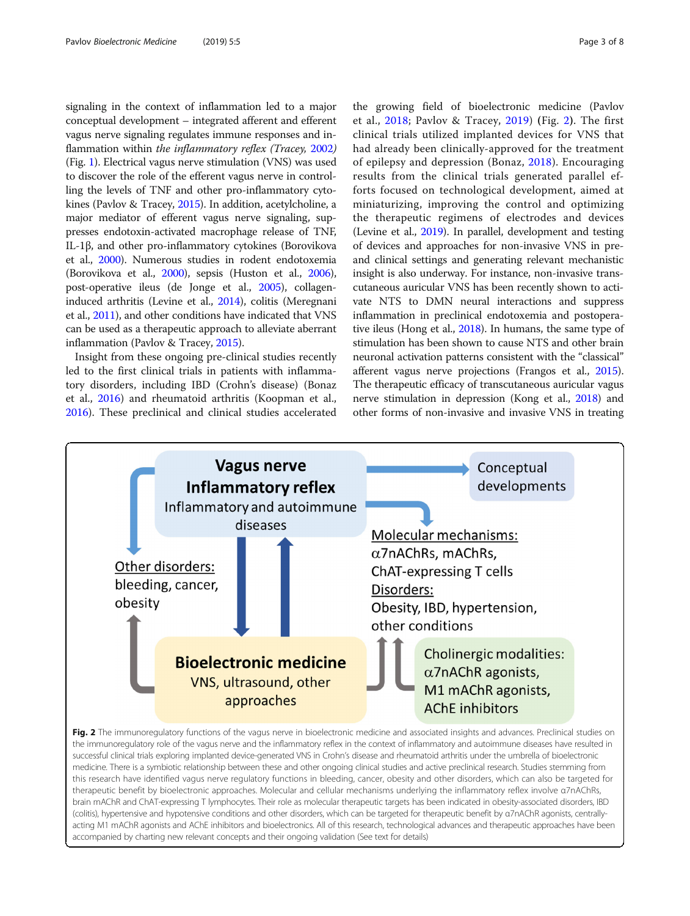signaling in the context of inflammation led to a major conceptual development – integrated afferent and efferent vagus nerve signaling regulates immune responses and inflammation within *the inflammatory reflex (Tracey, 2002)* (Fig. 1). Electrical vagus nerve stimulation (VNS) was used to discover the role of the efferent vagus nerve in controlling the levels of TNF and other pro-inflammatory cytokines (Pavlov & Tracey, 2015). In addition, acetylcholine, a major mediator of efferent vagus nerve signaling, suppresses endotoxin-activated macrophage release of TNF, IL-1β, and other pro-inflammatory cytokines (Borovikova et al., 2000). Numerous studies in rodent endotoxemia (Borovikova et al., 2000), sepsis (Huston et al., 2006), post-operative ileus (de Jonge et al., 2005), collagen-induced arthritis (Levine et al., 2014), colitis (Meregnani et al., 2011), and other conditions have indicated that VNS can be used as a therapeutic approach to alleviate aberrant inflammation (Pavlov & Tracey, 2015).

Insight from these ongoing pre-clinical studies recently led to the first clinical trials in patients with inflammatory disorders, including IBD (Crohn's disease) (Bonaz et al., 2016) and rheumatoid arthritis (Koopman et al., 2016). These preclinical and clinical studies accelerated the growing field of bioelectronic medicine (Pavlov et al., 2018; Pavlov & Tracey, 2019) (Fig. 2). The first clinical trials utilized implanted devices for VNS that had already been clinically-approved for the treatment of epilepsy and depression (Bonaz, 2018). Encouraging results from the clinical trials generated parallel efforts focused on technological development, aimed at miniaturizing, improving the control and optimizing the therapeutic regimens of electrodes and devices (Levine et al., 2019). In parallel, development and testing of devices and approaches for non-invasive VNS in pre- and clinical settings and generating relevant mechanistic insight is also underway. For instance, non-invasive transcutaneous auricular VNS has been recently shown to activate NTS to DMN neural interactions and suppress inflammation in preclinical endotoxemia and postoperative ileus (Hong et al., 2018). In humans, the same type of stimulation has been shown to cause NTS and other brain neuronal activation patterns consistent with the "classical" afferent vagus nerve projections (Frangos et al., 2015). The therapeutic efficacy of transcutaneous auricular vagus nerve stimulation in depression (Kong et al., 2018) and other forms of non-invasive and invasive VNS in treating

**Fig. 2** The immunoregulatory functions of the vagus nerve in bioelectronic medicine and associated insights and advances. Preclinical studies on the immunoregulatory role of the vagus nerve and the inflammatory reflex in the context of inflammatory and autoimmune diseases have resulted in successful clinical trials exploring implanted device-generated VNS in Crohn's disease and rheumatoid arthritis under the umbrella of bioelectronic medicine. There is a symbiotic relationship between these and other ongoing clinical studies and active preclinical research. Studies stemming from this research have identified vagus nerve regulatory functions in bleeding, cancer, obesity and other disorders, which can also be targeted for therapeutic benefit by bioelectronic approaches. Molecular and cellular mechanisms underlying the inflammatory reflex involve α7nAChRs, brain mAChR and ChAT-expressing T lymphocytes. Their role as molecular therapeutic targets has been indicated in obesity-associated disorders, IBD (colitis), hypertensive and hypotensive conditions and other disorders, which can be targeted for therapeutic benefit by α7nAChR agonists, centrally-acting M1 mAChR agonists and AChE inhibitors and bioelectronics. All of this research, technological advances and therapeutic approaches have been accompanied by charting new relevant concepts and their ongoing validation (See text for details)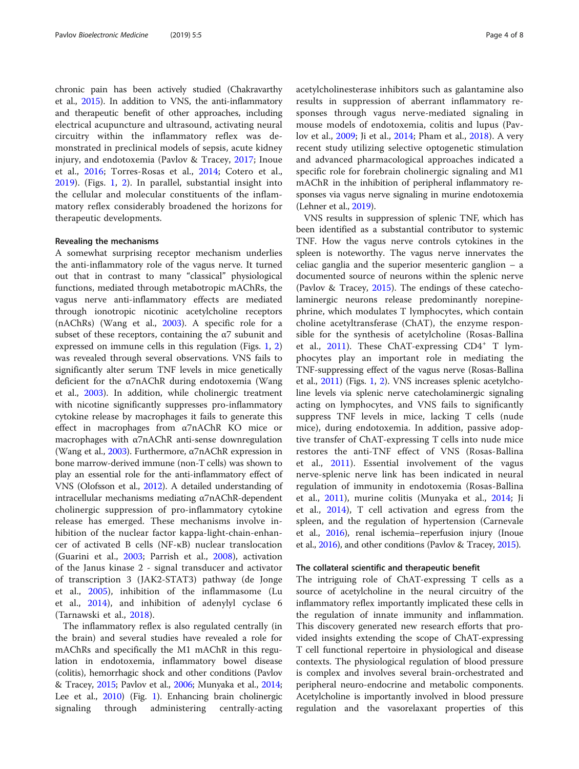chronic pain has been actively studied (Chakravarthy et al., 2015). In addition to VNS, the anti-inflammatory and therapeutic benefit of other approaches, including electrical acupuncture and ultrasound, activating neural circuitry within the inflammatory reflex was demonstrated in preclinical models of sepsis, acute kidney injury, and endotoxemia (Pavlov & Tracey, 2017; Inoue et al., 2016; Torres-Rosas et al., 2014; Cotero et al., 2019). (Figs. 1, 2). In parallel, substantial insight into the cellular and molecular constituents of the inflammatory reflex considerably broadened the horizons for therapeutic developments.

### Revealing the mechanisms

A somewhat surprising receptor mechanism underlies the anti-inflammatory role of the vagus nerve. It turned out that in contrast to many "classical" physiological functions, mediated through metabotropic mAChRs, the vagus nerve anti-inflammatory effects are mediated through ionotropic nicotinic acetylcholine receptors (nAChRs) (Wang et al., 2003). A specific role for a subset of these receptors, containing the α7 subunit and expressed on immune cells in this regulation (Figs. 1, 2) was revealed through several observations. VNS fails to significantly alter serum TNF levels in mice genetically deficient for the α7nAChR during endotoxemia (Wang et al., 2003). In addition, while cholinergic treatment with nicotine significantly suppresses pro-inflammatory cytokine release by macrophages it fails to generate this effect in macrophages from α7nAChR KO mice or macrophages with α7nAChR anti-sense downregulation (Wang et al., 2003). Furthermore, α7nAChR expression in bone marrow-derived immune (non-T cells) was shown to play an essential role for the anti-inflammatory effect of VNS (Olofsson et al., 2012). A detailed understanding of intracellular mechanisms mediating α7nAChR-dependent cholinergic suppression of pro-inflammatory cytokine release has emerged. These mechanisms involve inhibition of the nuclear factor kappa-light-chain-enhancer of activated B cells (NF-κB) nuclear translocation (Guarini et al., 2003; Parrish et al., 2008), activation of the Janus kinase 2 - signal transducer and activator of transcription 3 (JAK2-STAT3) pathway (de Jonge et al., 2005), inhibition of the inflammasome (Lu et al., 2014), and inhibition of adenylyl cyclase 6 (Tarnawski et al., 2018).

The inflammatory reflex is also regulated centrally (in the brain) and several studies have revealed a role for mAChRs and specifically the M1 mAChR in this regulation in endotoxemia, inflammatory bowel disease (colitis), hemorrhagic shock and other conditions (Pavlov & Tracey, 2015; Pavlov et al., 2006; Munyaka et al., 2014; Lee et al., 2010) (Fig. 1). Enhancing brain cholinergic signaling through administering centrally-acting acetylcholinesterase inhibitors such as galantamine also results in suppression of aberrant inflammatory responses through vagus nerve-mediated signaling in mouse models of endotoxemia, colitis and lupus (Pavlov et al., 2009; Ji et al., 2014; Pham et al., 2018). A very recent study utilizing selective optogenetic stimulation and advanced pharmacological approaches indicated a specific role for forebrain cholinergic signaling and M1 mAChR in the inhibition of peripheral inflammatory responses via vagus nerve signaling in murine endotoxemia (Lehner et al., 2019).

VNS results in suppression of splenic TNF, which has been identified as a substantial contributor to systemic TNF. How the vagus nerve controls cytokines in the spleen is noteworthy. The vagus nerve innervates the celiac ganglia and the superior mesenteric ganglion – a documented source of neurons within the splenic nerve (Pavlov & Tracey, 2015). The endings of these catecholaminergic neurons release predominantly norepinephrine, which modulates T lymphocytes, which contain choline acetyltransferase (ChAT), the enzyme responsible for the synthesis of acetylcholine (Rosas-Ballina et al., 2011). These ChAT-expressing CD4$^+$ T lymphocytes play an important role in mediating the TNF-suppressing effect of the vagus nerve (Rosas-Ballina et al., 2011) (Figs. 1, 2). VNS increases splenic acetylcholine levels via splenic nerve catecholaminergic signaling acting on lymphocytes, and VNS fails to significantly suppress TNF levels in mice, lacking T cells (nude mice), during endotoxemia. In addition, passive adoptive transfer of ChAT-expressing T cells into nude mice restores the anti-TNF effect of VNS (Rosas-Ballina et al., 2011). Essential involvement of the vagus nerve-splenic nerve link has been indicated in neural regulation of immunity in endotoxemia (Rosas-Ballina et al., 2011), murine colitis (Munyaka et al., 2014; Ji et al., 2014), T cell activation and egress from the spleen, and the regulation of hypertension (Carnevale et al., 2016), renal ischemia–reperfusion injury (Inoue et al., 2016), and other conditions (Pavlov & Tracey, 2015).

### The collateral scientific and therapeutic benefit

The intriguing role of ChAT-expressing T cells as a source of acetylcholine in the neural circuitry of the inflammatory reflex importantly implicated these cells in the regulation of innate immunity and inflammation. This discovery generated new research efforts that provided insights extending the scope of ChAT-expressing T cell functional repertoire in physiological and disease contexts. The physiological regulation of blood pressure is complex and involves several brain-orchestrated and peripheral neuro-endocrine and metabolic components. Acetylcholine is importantly involved in blood pressure regulation and the vasorelaxant properties of this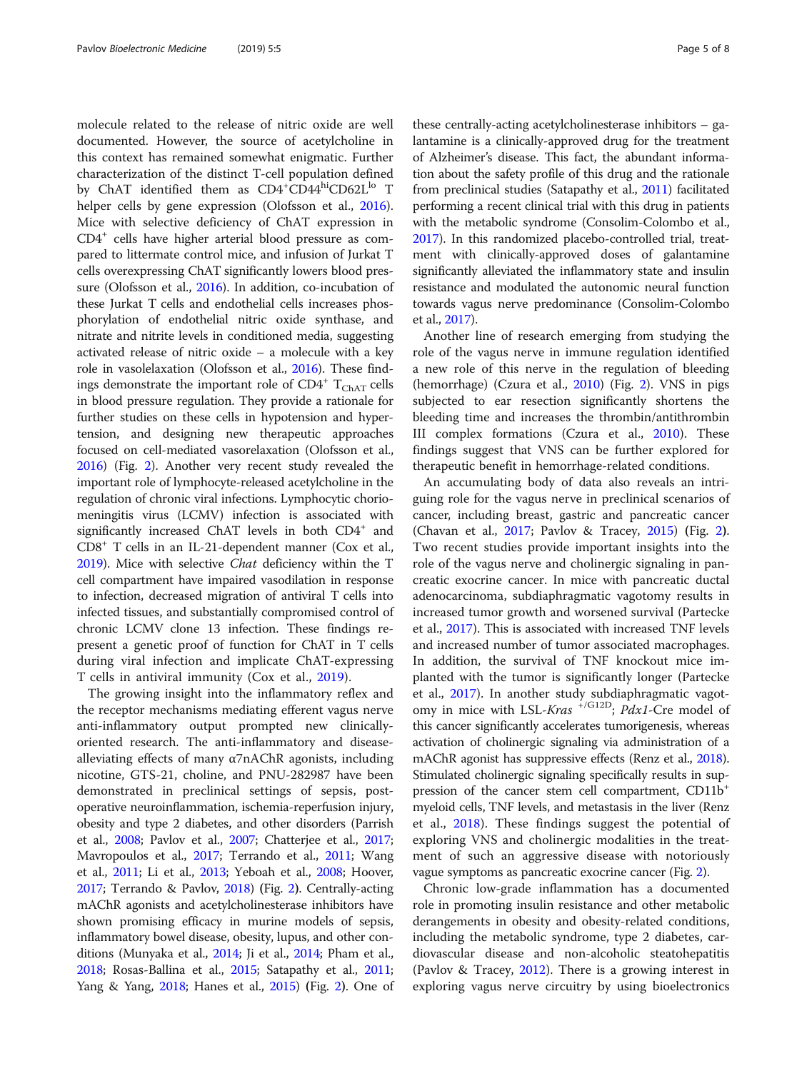molecule related to the release of nitric oxide are well documented. However, the source of acetylcholine in this context has remained somewhat enigmatic. Further characterization of the distinct T-cell population defined by ChAT identified them as $CD4^{+}CD44^{hi}CD62L^{lo}$ T helper cells by gene expression (Olofsson et al., 2016). Mice with selective deficiency of ChAT expression in $CD4^{+}$ cells have higher arterial blood pressure as compared to littermate control mice, and infusion of Jurkat T cells overexpressing ChAT significantly lowers blood pressure (Olofsson et al., 2016). In addition, co-incubation of these Jurkat T cells and endothelial cells increases phosphorylation of endothelial nitric oxide synthase, and nitrate and nitrite levels in conditioned media, suggesting activated release of nitric oxide – a molecule with a key role in vasolelaxation (Olofsson et al., 2016). These findings demonstrate the important role of $CD4^{+}$ $T_{ChAT}$ cells in blood pressure regulation. They provide a rationale for further studies on these cells in hypotension and hypertension, and designing new therapeutic approaches focused on cell-mediated vasorelaxation (Olofsson et al., 2016) (Fig. 2). Another very recent study revealed the important role of lymphocyte-released acetylcholine in the regulation of chronic viral infections. Lymphocytic choriomeningitis virus (LCMV) infection is associated with significantly increased ChAT levels in both $CD4^{+}$ and $CD8^{+}$ T cells in an IL-21-dependent manner (Cox et al., 2019). Mice with selective *Chat* deficiency within the T cell compartment have impaired vasodilation in response to infection, decreased migration of antiviral T cells into infected tissues, and substantially compromised control of chronic LCMV clone 13 infection. These findings represent a genetic proof of function for ChAT in T cells during viral infection and implicate ChAT-expressing T cells in antiviral immunity (Cox et al., 2019).

The growing insight into the inflammatory reflex and the receptor mechanisms mediating efferent vagus nerve anti-inflammatory output prompted new clinically-oriented research. The anti-inflammatory and disease-alleviating effects of many α7nAChR agonists, including nicotine, GTS-21, choline, and PNU-282987 have been demonstrated in preclinical settings of sepsis, postoperative neuroinflammation, ischemia-reperfusion injury, obesity and type 2 diabetes, and other disorders (Parrish et al., 2008; Pavlov et al., 2007; Chatterjee et al., 2017; Mavropoulos et al., 2017; Terrando et al., 2011; Wang et al., 2011; Li et al., 2013; Yeboah et al., 2008; Hoover, 2017; Terrando & Pavlov, 2018) (Fig. 2). Centrally-acting mAChR agonists and acetylcholinesterase inhibitors have shown promising efficacy in murine models of sepsis, inflammatory bowel disease, obesity, lupus, and other conditions (Munyaka et al., 2014; Ji et al., 2014; Pham et al., 2018; Rosas-Ballina et al., 2015; Satapathy et al., 2011; Yang & Yang, 2018; Hanes et al., 2015) (Fig. 2). One of these centrally-acting acetylcholinesterase inhibitors – galantamine is a clinically-approved drug for the treatment of Alzheimer's disease. This fact, the abundant information about the safety profile of this drug and the rationale from preclinical studies (Satapathy et al., 2011) facilitated performing a recent clinical trial with this drug in patients with the metabolic syndrome (Consolim-Colombo et al., 2017). In this randomized placebo-controlled trial, treatment with clinically-approved doses of galantamine significantly alleviated the inflammatory state and insulin resistance and modulated the autonomic neural function towards vagus nerve predominance (Consolim-Colombo et al., 2017).

Another line of research emerging from studying the role of the vagus nerve in immune regulation identified a new role of this nerve in the regulation of bleeding (hemorrhage) (Czura et al., 2010) (Fig. 2). VNS in pigs subjected to ear resection significantly shortens the bleeding time and increases the thrombin/antithrombin III complex formations (Czura et al., 2010). These findings suggest that VNS can be further explored for therapeutic benefit in hemorrhage-related conditions.

An accumulating body of data also reveals an intriguing role for the vagus nerve in preclinical scenarios of cancer, including breast, gastric and pancreatic cancer (Chavan et al., 2017; Pavlov & Tracey, 2015) (Fig. 2). Two recent studies provide important insights into the role of the vagus nerve and cholinergic signaling in pancreatic exocrine cancer. In mice with pancreatic ductal adenocarcinoma, subdiaphragmatic vagotomy results in increased tumor growth and worsened survival (Partecke et al., 2017). This is associated with increased TNF levels and increased number of tumor associated macrophages. In addition, the survival of TNF knockout mice implanted with the tumor is significantly longer (Partecke et al., 2017). In another study subdiaphragmatic vagotomy in mice with LSL-*Kras* $^{+/G12D}$; *Pdx1*-Cre model of this cancer significantly accelerates tumorigenesis, whereas activation of cholinergic signaling via administration of a mAChR agonist has suppressive effects (Renz et al., 2018). Stimulated cholinergic signaling specifically results in suppression of the cancer stem cell compartment, $CD11b^{+}$ myeloid cells, TNF levels, and metastasis in the liver (Renz et al., 2018). These findings suggest the potential of exploring VNS and cholinergic modalities in the treatment of such an aggressive disease with notoriously vague symptoms as pancreatic exocrine cancer (Fig. 2).

Chronic low-grade inflammation has a documented role in promoting insulin resistance and other metabolic derangements in obesity and obesity-related conditions, including the metabolic syndrome, type 2 diabetes, cardiovascular disease and non-alcoholic steatohepatitis (Pavlov & Tracey, 2012). There is a growing interest in exploring vagus nerve circuitry by using bioelectronics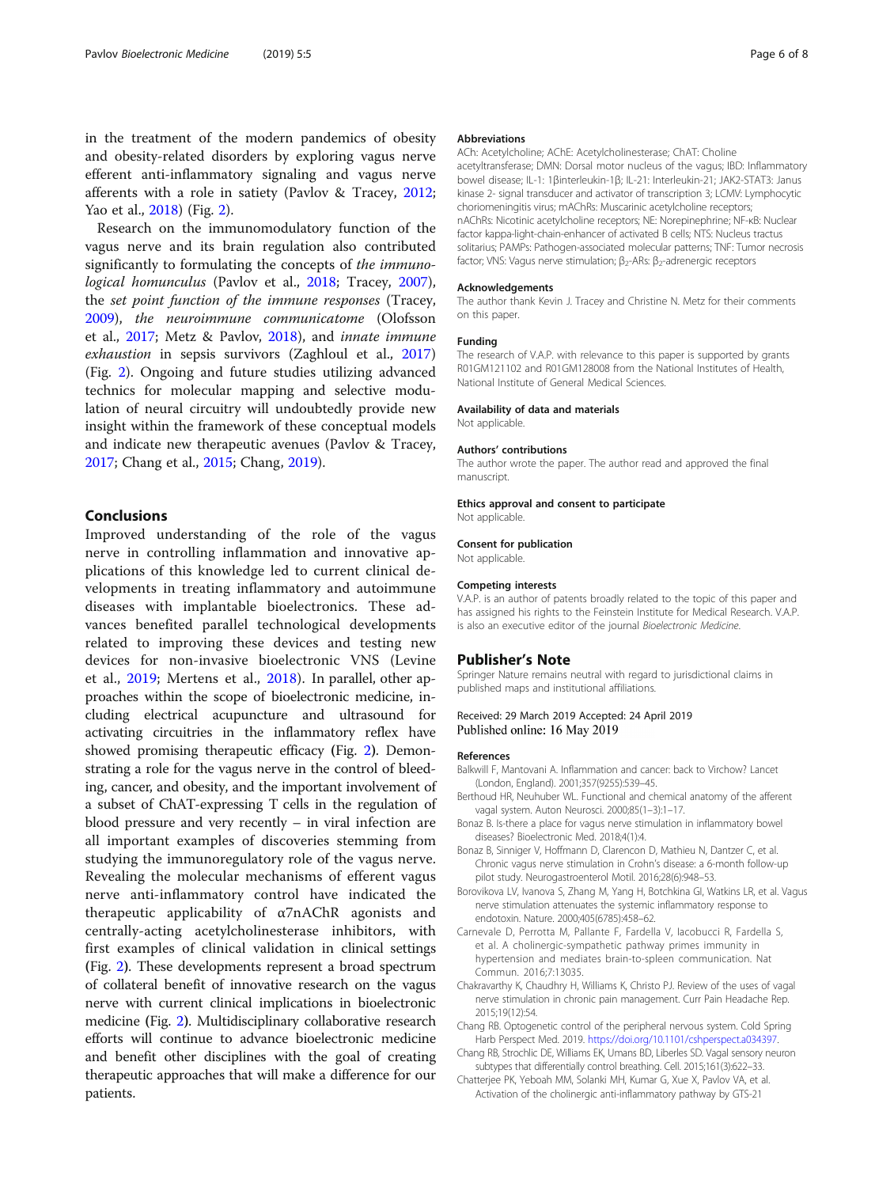in the treatment of the modern pandemics of obesity and obesity-related disorders by exploring vagus nerve efferent anti-inflammatory signaling and vagus nerve afferents with a role in satiety (Pavlov & Tracey, 2012; Yao et al., 2018) (Fig. 2).

Research on the immunomodulatory function of the vagus nerve and its brain regulation also contributed significantly to formulating the concepts of *the immunological homunculus* (Pavlov et al., 2018; Tracey, 2007), the *set point function of the immune responses* (Tracey, 2009), *the neuroimmune communicatome* (Olofsson et al., 2017; Metz & Pavlov, 2018), and *innate immune exhaustion* in sepsis survivors (Zaghloul et al., 2017) (Fig. 2). Ongoing and future studies utilizing advanced technics for molecular mapping and selective modulation of neural circuitry will undoubtedly provide new insight within the framework of these conceptual models and indicate new therapeutic avenues (Pavlov & Tracey, 2017; Chang et al., 2015; Chang, 2019).

## Conclusions

Improved understanding of the role of the vagus nerve in controlling inflammation and innovative applications of this knowledge led to current clinical developments in treating inflammatory and autoimmune diseases with implantable bioelectronics. These advances benefited parallel technological developments related to improving these devices and testing new devices for non-invasive bioelectronic VNS (Levine et al., 2019; Mertens et al., 2018). In parallel, other approaches within the scope of bioelectronic medicine, including electrical acupuncture and ultrasound for activating circuitries in the inflammatory reflex have showed promising therapeutic efficacy (Fig. 2). Demonstrating a role for the vagus nerve in the control of bleeding, cancer, and obesity, and the important involvement of a subset of ChAT-expressing T cells in the regulation of blood pressure and very recently – in viral infection are all important examples of discoveries stemming from studying the immunoregulatory role of the vagus nerve. Revealing the molecular mechanisms of efferent vagus nerve anti-inflammatory control have indicated the therapeutic applicability of α7nAChR agonists and centrally-acting acetylcholinesterase inhibitors, with first examples of clinical validation in clinical settings (Fig. 2). These developments represent a broad spectrum of collateral benefit of innovative research on the vagus nerve with current clinical implications in bioelectronic medicine (Fig. 2). Multidisciplinary collaborative research efforts will continue to advance bioelectronic medicine and benefit other disciplines with the goal of creating therapeutic approaches that will make a difference for our patients.

#### Abbreviations

ACh: Acetylcholine; AChE: Acetylcholinesterase; ChAT: Choline acetyltransferase; DMN: Dorsal motor nucleus of the vagus; IBD: Inflammatory bowel disease; IL-1: 1βinterleukin-1β; IL-21: Interleukin-21; JAK2-STAT3: Janus kinase 2- signal transducer and activator of transcription 3; LCMV: Lymphocytic choriomeningitis virus; mAChRs: Muscarinic acetylcholine receptors; nAChRs: Nicotinic acetylcholine receptors; NE: Norepinephrine; NF-κB: Nuclear factor kappa-light-chain-enhancer of activated B cells; NTS: Nucleus tractus solitarius; PAMPs: Pathogen-associated molecular patterns; TNF: Tumor necrosis factor; VNS: Vagus nerve stimulation; $\beta_2$-ARs: $\beta_2$-adrenergic receptors

#### Acknowledgements

The author thank Kevin J. Tracey and Christine N. Metz for their comments on this paper.

#### Funding

The research of V.A.P. with relevance to this paper is supported by grants R01GM121102 and R01GM128008 from the National Institutes of Health, National Institute of General Medical Sciences.

#### Availability of data and materials

Not applicable.

#### Authors' contributions

The author wrote the paper. The author read and approved the final manuscript.

#### Ethics approval and consent to participate

Not applicable.

#### Consent for publication

Not applicable.

#### Competing interests

V.A.P. is an author of patents broadly related to the topic of this paper and has assigned his rights to the Feinstein Institute for Medical Research. V.A.P. is also an executive editor of the journal *Bioelectronic Medicine*.

## Publisher's Note

Springer Nature remains neutral with regard to jurisdictional claims in published maps and institutional affiliations.

Received: 29 March 2019 Accepted: 24 April 2019
Published online: 16 May 2019

#### References

Balkwill F, Mantovani A. Inflammation and cancer: back to Virchow? Lancet (London, England). 2001;357(9255):539–45.

Berthoud HR, Neuhuber WL. Functional and chemical anatomy of the afferent vagal system. Auton Neurosci. 2000;85(1–3):1–17.

Bonaz B. Is-there a place for vagus nerve stimulation in inflammatory bowel diseases? Bioelectronic Med. 2018;4(1):4.

Bonaz B, Sinniger V, Hoffmann D, Clarencon D, Mathieu N, Dantzer C, et al. Chronic vagus nerve stimulation in Crohn's disease: a 6-month follow-up pilot study. Neurogastroenterol Motil. 2016;28(6):948–53.

Borovikova LV, Ivanova S, Zhang M, Yang H, Botchkina GI, Watkins LR, et al. Vagus nerve stimulation attenuates the systemic inflammatory response to endotoxin. Nature. 2000;405(6785):458–62.

Carnevale D, Perrotta M, Pallante F, Fardella V, Iacobucci R, Fardella S, et al. A cholinergic-sympathetic pathway primes immunity in hypertension and mediates brain-to-spleen communication. Nat Commun. 2016;7:13035.

Chakravarthy K, Chaudhry H, Williams K, Christo PJ. Review of the uses of vagal nerve stimulation in chronic pain management. Curr Pain Headache Rep. 2015;19(12):54.

Chang RB. Optogenetic control of the peripheral nervous system. Cold Spring Harb Perspect Med. 2019. https://doi.org/10.1101/cshperspect.a034397.

Chang RB, Strochlic DE, Williams EK, Umans BD, Liberles SD. Vagal sensory neuron subtypes that differentially control breathing. Cell. 2015;161(3):622–33.

Chatterjee PK, Yeboah MM, Solanki MH, Kumar G, Xue X, Pavlov VA, et al. Activation of the cholinergic anti-inflammatory pathway by GTS-21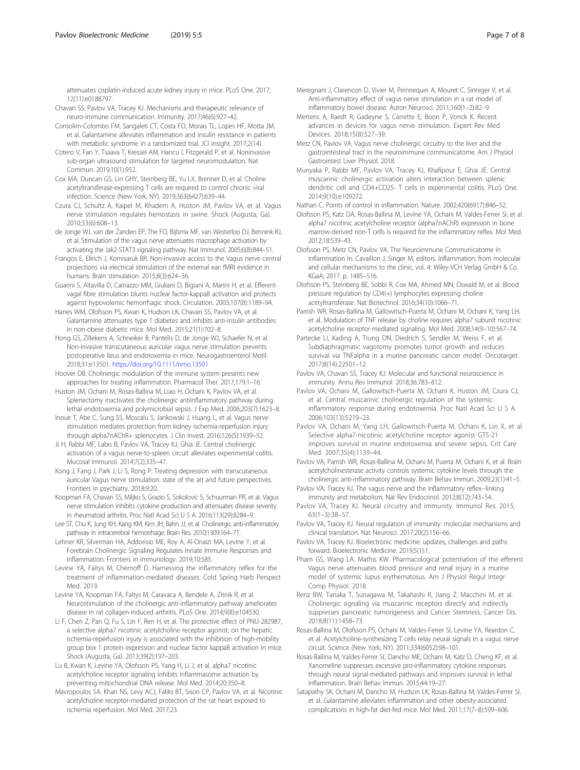attenuates cisplatin-induced acute kidney injury in mice. PLoS One. 2017; 12(11):e0188797.

Chavan SS, Pavlov VA, Tracey KJ. Mechanisms and therapeutic relevance of neuro-immune communication. Immunity. 2017;46(6):927–42.

Consolim-Colombo FM, Sangaleti CT, Costa FO, Morais TL, Lopes HF, Motta JM, et al. Galantamine alleviates inflammation and insulin resistance in patients with metabolic syndrome in a randomized trial. JCI insight. 2017;2(14).

Cotero V, Fan Y, Tsaava T, Kressel AM, Hancu I, Fitzgerald P, et al. Noninvasive sub-organ ultrasound stimulation for targeted neuromodulation. Nat Commun. 2019;10(1):952.

Cox MA, Duncan GS, Lin GHY, Steinberg BE, Yu LX, Brenner D, et al. Choline acetyltransferase-expressing T cells are required to control chronic viral infection. Science (New York, NY). 2019;363(6427):639–44.

Czura CJ, Schultz A, Kaipel M, Khadem A, Huston JM, Pavlov VA, et al. Vagus nerve stimulation regulates hemostasis in swine. Shock (Augusta, Ga). 2010;33(6):608–13.

de Jonge WJ, van der Zanden EP, The FO, Bijlsma MF, van Westerloo DJ, Bennink RJ, et al. Stimulation of the vagus nerve attenuates macrophage activation by activating the Jak2-STAT3 signaling pathway. Nat Immunol. 2005;6(8):844–51.

Frangos E, Ellrich J, Komisaruk BR. Non-invasive access to the Vagus nerve central projections via electrical stimulation of the external ear: fMRI evidence in humans. Brain stimulation. 2015;8(3):624–36.

Guarini S, Altavilla D, Cainazzo MM, Giuliani D, Bigiani A, Marini H, et al. Efferent vagal fibre stimulation blunts nuclear factor-kappaB activation and protects against hypovolemic hemorrhagic shock. Circulation. 2003;107(8):1189–94.

Hanes WM, Olofsson PS, Kwan K, Hudson LK, Chavan SS, Pavlov VA, et al. Galantamine attenuates type 1 diabetes and inhibits anti-insulin antibodies in non-obese diabetic mice. Mol Med. 2015;21(1):702–8.

Hong GS, Zillekens A, Schneiker B, Pantelis D, de Jonge WJ, Schaefer N, et al. Non-invasive transcutaneous auricular vagus nerve stimulation prevents postoperative ileus and endotoxemia in mice. Neurogastroenterol Motil. 2018;31:e13501. https://doi.org/10.1111/nmo.13501

Hoover DB. Cholinergic modulation of the immune system presents new approaches for treating inflammation. Pharmacol Ther. 2017;179:1–16.

Huston JM, Ochani M, Rosas-Ballina M, Liao H, Ochani K, Pavlov VA, et al. Splenectomy inactivates the cholinergic antiinflammatory pathway during lethal endotoxemia and polymicrobial sepsis. J Exp Med. 2006;203(7):1623–8.

Inoue T, Abe C, Sung SS, Moscalu S, Jankowski J, Huang L, et al. Vagus nerve stimulation mediates protection from kidney ischemia-reperfusion injury through alpha7nAChR+ splenocytes. J Clin Invest. 2016;126(5):1939–52.

Ji H, Rabbi MF, Labis B, Pavlov VA, Tracey KJ, Ghia JE. Central cholinergic activation of a vagus nerve-to-spleen circuit alleviates experimental colitis. Mucosal Immunol. 2014;7(2):335–47.

Kong J, Fang J, Park J, Li S, Rong P. Treating depression with transcutaneous auricular Vagus nerve stimulation: state of the art and future perspectives. Frontiers in psychiatry. 2018;9:20.

Koopman FA, Chavan SS, Miljko S, Grazio S, Sokolovic S, Schuurman PR, et al. Vagus nerve stimulation inhibits cytokine production and attenuates disease severity in rheumatoid arthritis. Proc Natl Acad Sci U S A. 2016;113(29):8284–9.

Lee ST, Chu K, Jung KH, Kang KM, Kim JH, Bahn JJ, et al. Cholinergic anti-inflammatory pathway in intracerebral hemorrhage. Brain Res. 2010;1309:164–71.

Lehner KR, Silverman HA, Addorisio ME, Roy A, Al-Onaizi MA, Levine Y, et al. Forebrain Cholinergic Signaling Regulates Innate Immune Responses and Inflammation. Frontiers in immunology. 2019;10:585.

Levine YA, Faltys M, Chernoff D. Harnessing the inflammatory reflex for the treatment of inflammation-mediated diseases. Cold Spring Harb Perspect Med. 2019.

Levine YA, Koopman FA, Faltys M, Caravaca A, Bendele A, Zitnik R, et al. Neurostimulation of the cholinergic anti-inflammatory pathway ameliorates disease in rat collagen-induced arthritis. PLoS One. 2014;9(8):e104530.

Li F, Chen Z, Pan Q, Fu S, Lin F, Ren H, et al. The protective effect of PNU-282987, a selective alpha7 nicotinic acetylcholine receptor agonist, on the hepatic ischemia-reperfusion injury is associated with the inhibition of high-mobility group box 1 protein expression and nuclear factor kappaB activation in mice. Shock (Augusta, Ga). 2013;39(2):197–203.

Lu B, Kwan K, Levine YA, Olofsson PS, Yang H, Li J, et al. alpha7 nicotinic acetylcholine receptor signaling inhibits inflammasome activation by preventing mitochondrial DNA release. Mol Med. 2014;20:350–8.

Mavropoulos SA, Khan NS, Levy ACJ, Faliks BT, Sison CP, Pavlov VA, et al. Nicotinic acetylcholine receptor-mediated protection of the rat heart exposed to ischemia reperfusion. Mol Med. 2017;23.

Meregnani J, Clarencon D, Vivier M, Peinnequin A, Mouret C, Sinniger V, et al. Anti-inflammatory effect of vagus nerve stimulation in a rat model of inflammatory bowel disease. Auton Neurosci. 2011;160(1–2):82–9.

Mertens A, Raedt R, Gadeyne S, Carrette E, Boon P, Vonck K. Recent advances in devices for vagus nerve stimulation. Expert Rev Med Devices. 2018;15(8):527–39.

Metz CN, Pavlov VA. Vagus nerve cholinergic circuitry to the liver and the gastrointestinal tract in the neuroimmune communicatome. Am J Physiol Gastrointest Liver Physiol. 2018.

Munyaka P, Rabbi MF, Pavlov VA, Tracey KJ, Khafipour E, Ghia JE. Central muscarinic cholinergic activation alters interaction between splenic dendritic cell and CD4+CD25- T cells in experimental colitis. PLoS One. 2014;9(10):e109272.

Nathan C. Points of control in inflammation. Nature. 2002;420(6917):846–52.

Olofsson PS, Katz DA, Rosas-Ballina M, Levine YA, Ochani M, Valdes-Ferrer SI, et al. alpha7 nicotinic acetylcholine receptor (alpha7nAChR) expression in bone marrow-derived non-T cells is required for the inflammatory reflex. Mol Med. 2012;18:539–43.

Olofsson PS, Metz CN, Pavlov VA. The Neuroimmune Communicatome in Inflammation In: Cavaillon J, Singer M, editors. Inflammation: from molecular and cellular mechanisms to the clinic, vol. 4: Wiley-VCH Verlag GmbH & Co. KGaA; 2017. p. 1485–516.

Olofsson PS, Steinberg BE, Sobbi R, Cox MA, Ahmed MN, Oswald M, et al. Blood pressure regulation by CD4(+) lymphocytes expressing choline acetyltransferase. Nat Biotechnol. 2016;34(10):1066–71.

Parrish WR, Rosas-Ballina M, Gallowitsch-Puerta M, Ochani M, Ochani K, Yang LH, et al. Modulation of TNF release by choline requires alpha7 subunit nicotinic acetylcholine receptor-mediated signaling. Mol Med. 2008;14(9–10):567–74.

Partecke LI, Kading A, Trung DN, Diedrich S, Sendler M, Weiss F, et al. Subdiaphragmatic vagotomy promotes tumor growth and reduces survival via TNFalpha in a murine pancreatic cancer model. Oncotarget. 2017;8(14):22501–12.

Pavlov VA, Chavan SS, Tracey KJ. Molecular and functional neuroscience in immunity. Annu Rev Immunol. 2018;36:783–812.

Pavlov VA, Ochani M, Gallowitsch-Puerta M, Ochani K, Huston JM, Czura CJ, et al. Central muscarinic cholinergic regulation of the systemic inflammatory response during endotoxemia. Proc Natl Acad Sci U S A. 2006;103(13):5219–23.

Pavlov VA, Ochani M, Yang LH, Gallowitsch-Puerta M, Ochani K, Lin X, et al. Selective alpha7-nicotinic acetylcholine receptor agonist GTS-21 improves survival in murine endotoxemia and severe sepsis. Crit Care Med. 2007;35(4):1139–44.

Pavlov VA, Parrish WR, Rosas-Ballina M, Ochani M, Puerta M, Ochani K, et al. Brain acetylcholinesterase activity controls systemic cytokine levels through the cholinergic anti-inflammatory pathway. Brain Behav Immun. 2009;23(1):41–5.

Pavlov VA, Tracey KJ. The vagus nerve and the inflammatory reflex--linking immunity and metabolism. Nat Rev Endocrinol. 2012;8(12):743–54.

Pavlov VA, Tracey KJ. Neural circuitry and immunity. Immunol Res. 2015; 63(1–3):38–57.

Pavlov VA, Tracey KJ. Neural regulation of immunity: molecular mechanisms and clinical translation. Nat Neurosci. 2017;20(2):156–66.

Pavlov VA, Tracey KJ. Bioelectronic medicine: updates, challenges and paths forward. Bioelectronic Medicine. 2019;5(1):1.

Pham GS, Wang LA, Mathis KW. Pharmacological potentiation of the efferent Vagus nerve attenuates blood pressure and renal injury in a murine model of systemic lupus erythematosus. Am J Physiol Regul Integr Comp Physiol. 2018.

Renz BW, Tanaka T, Sunagawa M, Takahashi R, Jiang Z, Macchini M, et al. Cholinergic signaling via muscarinic receptors directly and indirectly suppresses pancreatic tumorigenesis and Cancer Stemness. Cancer Dis. 2018;8(11):1458–73.

Rosas-Ballina M, Olofsson PS, Ochani M, Valdes-Ferrer SI, Levine YA, Reardon C, et al. Acetylcholine-synthesizing T cells relay neural signals in a vagus nerve circuit. Science (New York, NY). 2011;334(6052):98–101.

Rosas-Ballina M, Valdes-Ferrer SI, Dancho ME, Ochani M, Katz D, Cheng KF, et al. Xanomeline suppresses excessive pro-inflammatory cytokine responses through neural signal-mediated pathways and improves survival in lethal inflammation. Brain Behav Immun. 2015;44:19–27.

Satapathy SK, Ochani M, Dancho M, Hudson LK, Rosas-Ballina M, Valdes-Ferrer SI, et al. Galantamine alleviates inflammation and other obesity-associated complications in high-fat diet-fed mice. Mol Med. 2011;17(7–8):599–606.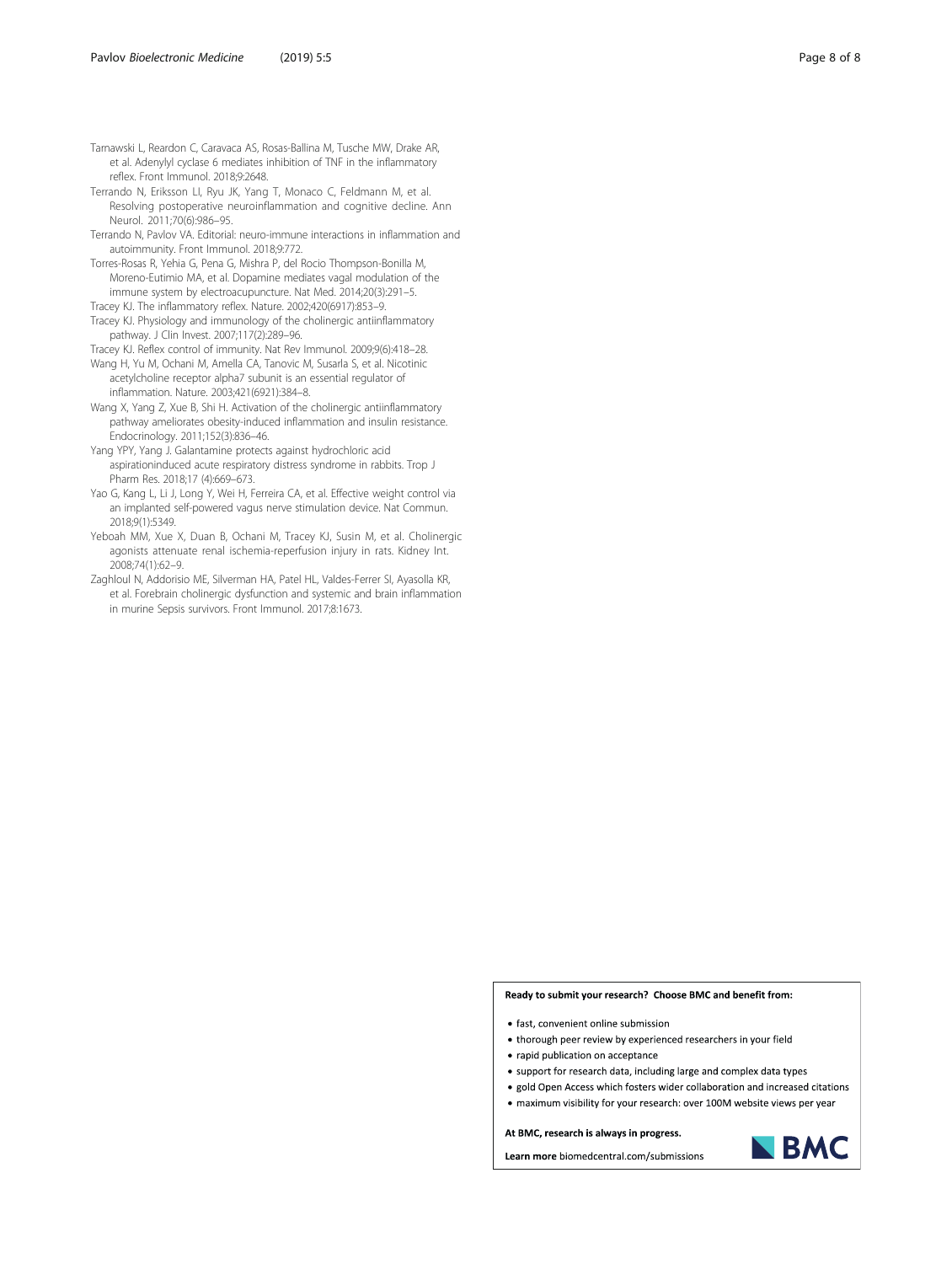Tarnawski L, Reardon C, Caravaca AS, Rosas-Ballina M, Tusche MW, Drake AR, et al. Adenylyl cyclase 6 mediates inhibition of TNF in the inflammatory reflex. Front Immunol. 2018;9:2648.

Terrando N, Eriksson LI, Ryu JK, Yang T, Monaco C, Feldmann M, et al. Resolving postoperative neuroinflammation and cognitive decline. Ann Neurol. 2011;70(6):986–95.

Terrando N, Pavlov VA. Editorial: neuro-immune interactions in inflammation and autoimmunity. Front Immunol. 2018;9:772.

Torres-Rosas R, Yehia G, Pena G, Mishra P, del Rocio Thompson-Bonilla M, Moreno-Eutimio MA, et al. Dopamine mediates vagal modulation of the immune system by electroacupuncture. Nat Med. 2014;20(3):291–5.

Tracey KJ. The inflammatory reflex. Nature. 2002;420(6917):853–9.

Tracey KJ. Physiology and immunology of the cholinergic antiinflammatory pathway. J Clin Invest. 2007;117(2):289–96.

Tracey KJ. Reflex control of immunity. Nat Rev Immunol. 2009;9(6):418–28.

Wang H, Yu M, Ochani M, Amella CA, Tanovic M, Susarla S, et al. Nicotinic acetylcholine receptor alpha7 subunit is an essential regulator of inflammation. Nature. 2003;421(6921):384–8.

Wang X, Yang Z, Xue B, Shi H. Activation of the cholinergic antiinflammatory pathway ameliorates obesity-induced inflammation and insulin resistance. Endocrinology. 2011;152(3):836–46.

Yang YPY, Yang J. Galantamine protects against hydrochloric acid aspirationinduced acute respiratory distress syndrome in rabbits. Trop J Pharm Res. 2018;17 (4):669–673.

Yao G, Kang L, Li J, Long Y, Wei H, Ferreira CA, et al. Effective weight control via an implanted self-powered vagus nerve stimulation device. Nat Commun. 2018;9(1):5349.

Yeboah MM, Xue X, Duan B, Ochani M, Tracey KJ, Susin M, et al. Cholinergic agonists attenuate renal ischemia-reperfusion injury in rats. Kidney Int. 2008;74(1):62–9.

Zaghloul N, Addorisio ME, Silverman HA, Patel HL, Valdes-Ferrer SI, Ayasolla KR, et al. Forebrain cholinergic dysfunction and systemic and brain inflammation in murine Sepsis survivors. Front Immunol. 2017;8:1673.

**Ready to submit your research? Choose BMC and benefit from:**

- fast, convenient online submission
- thorough peer review by experienced researchers in your field
- rapid publication on acceptance
- support for research data, including large and complex data types
- gold Open Access which fosters wider collaboration and increased citations
- maximum visibility for your research: over 100M website views per year

**At BMC, research is always in progress.**

**Learn more** biomedcentral.com/submissions

BMC